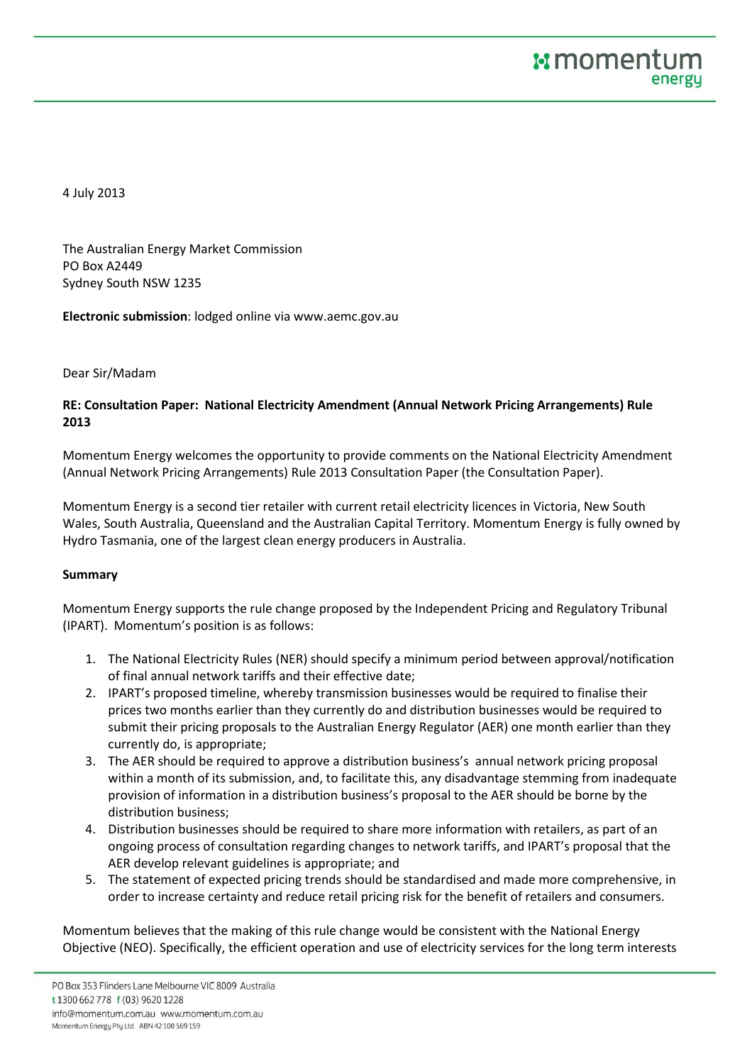4 July 2013

The Australian Energy Market Commission
PO Box A2449
Sydney South NSW 1235

**Electronic submission**: lodged online via www.aemc.gov.au

Dear Sir/Madam

**RE: Consultation Paper: National Electricity Amendment (Annual Network Pricing Arrangements) Rule 2013**

Momentum Energy welcomes the opportunity to provide comments on the National Electricity Amendment (Annual Network Pricing Arrangements) Rule 2013 Consultation Paper (the Consultation Paper).

Momentum Energy is a second tier retailer with current retail electricity licences in Victoria, New South Wales, South Australia, Queensland and the Australian Capital Territory. Momentum Energy is fully owned by Hydro Tasmania, one of the largest clean energy producers in Australia.

**Summary**

Momentum Energy supports the rule change proposed by the Independent Pricing and Regulatory Tribunal (IPART). Momentum's position is as follows:

1. The National Electricity Rules (NER) should specify a minimum period between approval/notification of final annual network tariffs and their effective date;
2. IPART's proposed timeline, whereby transmission businesses would be required to finalise their prices two months earlier than they currently do and distribution businesses would be required to submit their pricing proposals to the Australian Energy Regulator (AER) one month earlier than they currently do, is appropriate;
3. The AER should be required to approve a distribution business's annual network pricing proposal within a month of its submission, and, to facilitate this, any disadvantage stemming from inadequate provision of information in a distribution business's proposal to the AER should be borne by the distribution business;
4. Distribution businesses should be required to share more information with retailers, as part of an ongoing process of consultation regarding changes to network tariffs, and IPART's proposal that the AER develop relevant guidelines is appropriate; and
5. The statement of expected pricing trends should be standardised and made more comprehensive, in order to increase certainty and reduce retail pricing risk for the benefit of retailers and consumers.

Momentum believes that the making of this rule change would be consistent with the National Energy Objective (NEO). Specifically, the efficient operation and use of electricity services for the long term interests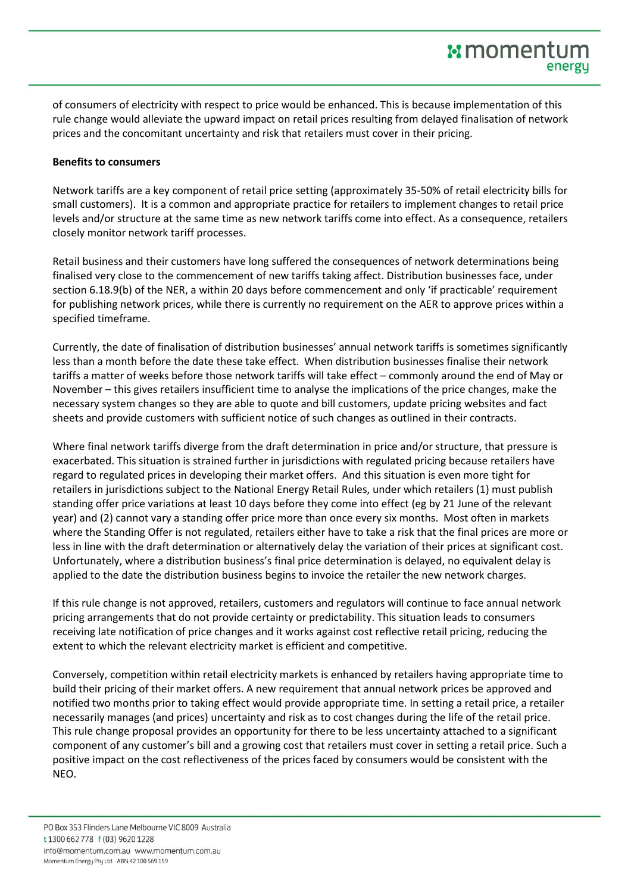of consumers of electricity with respect to price would be enhanced. This is because implementation of this rule change would alleviate the upward impact on retail prices resulting from delayed finalisation of network prices and the concomitant uncertainty and risk that retailers must cover in their pricing.

**Benefits to consumers**

Network tariffs are a key component of retail price setting (approximately 35-50% of retail electricity bills for small customers). It is a common and appropriate practice for retailers to implement changes to retail price levels and/or structure at the same time as new network tariffs come into effect. As a consequence, retailers closely monitor network tariff processes.

Retail business and their customers have long suffered the consequences of network determinations being finalised very close to the commencement of new tariffs taking affect. Distribution businesses face, under section 6.18.9(b) of the NER, a within 20 days before commencement and only 'if practicable' requirement for publishing network prices, while there is currently no requirement on the AER to approve prices within a specified timeframe.

Currently, the date of finalisation of distribution businesses' annual network tariffs is sometimes significantly less than a month before the date these take effect. When distribution businesses finalise their network tariffs a matter of weeks before those network tariffs will take effect – commonly around the end of May or November – this gives retailers insufficient time to analyse the implications of the price changes, make the necessary system changes so they are able to quote and bill customers, update pricing websites and fact sheets and provide customers with sufficient notice of such changes as outlined in their contracts.

Where final network tariffs diverge from the draft determination in price and/or structure, that pressure is exacerbated. This situation is strained further in jurisdictions with regulated pricing because retailers have regard to regulated prices in developing their market offers. And this situation is even more tight for retailers in jurisdictions subject to the National Energy Retail Rules, under which retailers (1) must publish standing offer price variations at least 10 days before they come into effect (eg by 21 June of the relevant year) and (2) cannot vary a standing offer price more than once every six months. Most often in markets where the Standing Offer is not regulated, retailers either have to take a risk that the final prices are more or less in line with the draft determination or alternatively delay the variation of their prices at significant cost. Unfortunately, where a distribution business's final price determination is delayed, no equivalent delay is applied to the date the distribution business begins to invoice the retailer the new network charges.

If this rule change is not approved, retailers, customers and regulators will continue to face annual network pricing arrangements that do not provide certainty or predictability. This situation leads to consumers receiving late notification of price changes and it works against cost reflective retail pricing, reducing the extent to which the relevant electricity market is efficient and competitive.

Conversely, competition within retail electricity markets is enhanced by retailers having appropriate time to build their pricing of their market offers. A new requirement that annual network prices be approved and notified two months prior to taking effect would provide appropriate time. In setting a retail price, a retailer necessarily manages (and prices) uncertainty and risk as to cost changes during the life of the retail price. This rule change proposal provides an opportunity for there to be less uncertainty attached to a significant component of any customer's bill and a growing cost that retailers must cover in setting a retail price. Such a positive impact on the cost reflectiveness of the prices faced by consumers would be consistent with the NEO.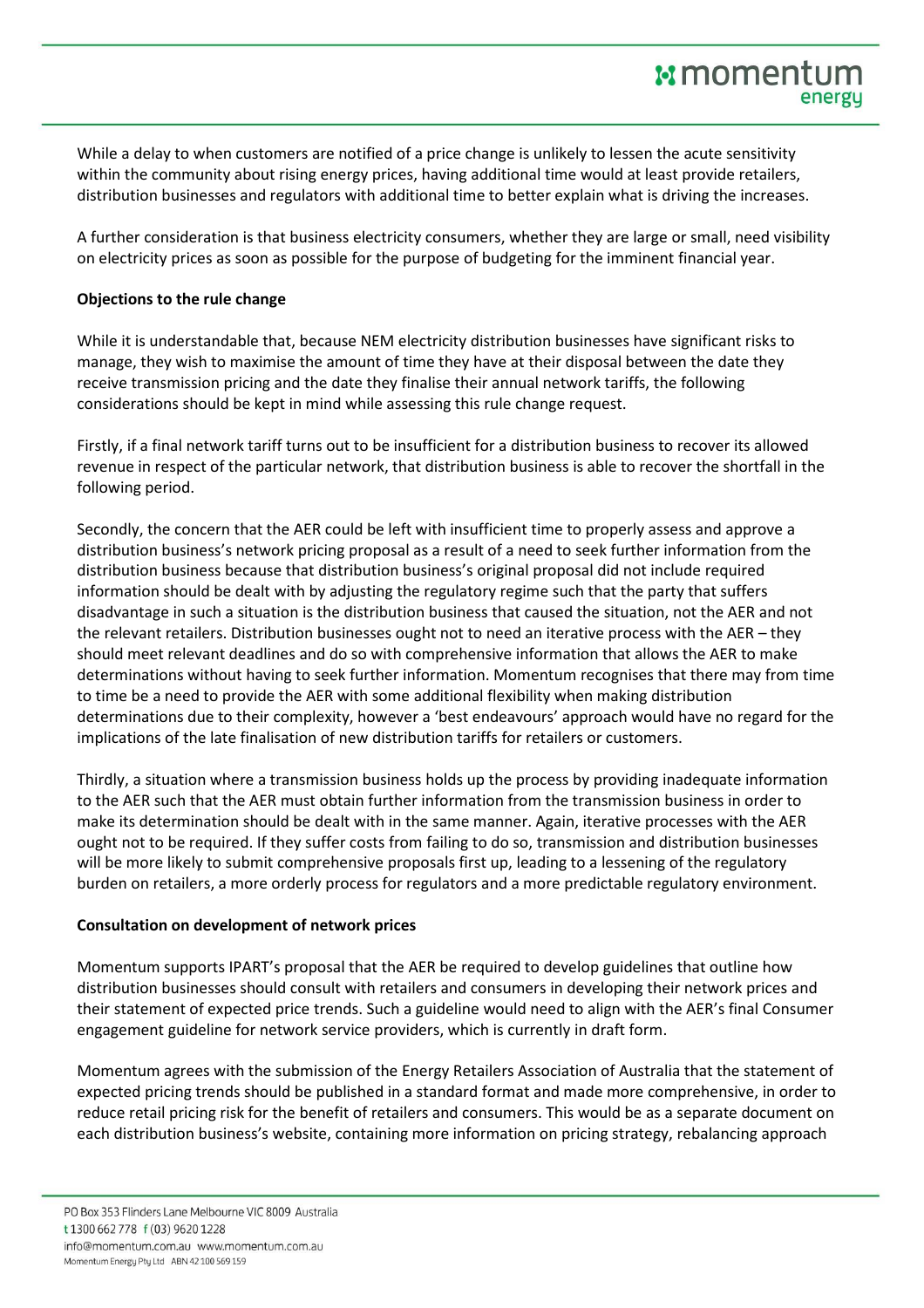While a delay to when customers are notified of a price change is unlikely to lessen the acute sensitivity within the community about rising energy prices, having additional time would at least provide retailers, distribution businesses and regulators with additional time to better explain what is driving the increases.

A further consideration is that business electricity consumers, whether they are large or small, need visibility on electricity prices as soon as possible for the purpose of budgeting for the imminent financial year.

**Objections to the rule change**

While it is understandable that, because NEM electricity distribution businesses have significant risks to manage, they wish to maximise the amount of time they have at their disposal between the date they receive transmission pricing and the date they finalise their annual network tariffs, the following considerations should be kept in mind while assessing this rule change request.

Firstly, if a final network tariff turns out to be insufficient for a distribution business to recover its allowed revenue in respect of the particular network, that distribution business is able to recover the shortfall in the following period.

Secondly, the concern that the AER could be left with insufficient time to properly assess and approve a distribution business's network pricing proposal as a result of a need to seek further information from the distribution business because that distribution business's original proposal did not include required information should be dealt with by adjusting the regulatory regime such that the party that suffers disadvantage in such a situation is the distribution business that caused the situation, not the AER and not the relevant retailers. Distribution businesses ought not to need an iterative process with the AER – they should meet relevant deadlines and do so with comprehensive information that allows the AER to make determinations without having to seek further information. Momentum recognises that there may from time to time be a need to provide the AER with some additional flexibility when making distribution determinations due to their complexity, however a 'best endeavours' approach would have no regard for the implications of the late finalisation of new distribution tariffs for retailers or customers.

Thirdly, a situation where a transmission business holds up the process by providing inadequate information to the AER such that the AER must obtain further information from the transmission business in order to make its determination should be dealt with in the same manner. Again, iterative processes with the AER ought not to be required. If they suffer costs from failing to do so, transmission and distribution businesses will be more likely to submit comprehensive proposals first up, leading to a lessening of the regulatory burden on retailers, a more orderly process for regulators and a more predictable regulatory environment.

**Consultation on development of network prices**

Momentum supports IPART's proposal that the AER be required to develop guidelines that outline how distribution businesses should consult with retailers and consumers in developing their network prices and their statement of expected price trends. Such a guideline would need to align with the AER's final Consumer engagement guideline for network service providers, which is currently in draft form.

Momentum agrees with the submission of the Energy Retailers Association of Australia that the statement of expected pricing trends should be published in a standard format and made more comprehensive, in order to reduce retail pricing risk for the benefit of retailers and consumers. This would be as a separate document on each distribution business's website, containing more information on pricing strategy, rebalancing approach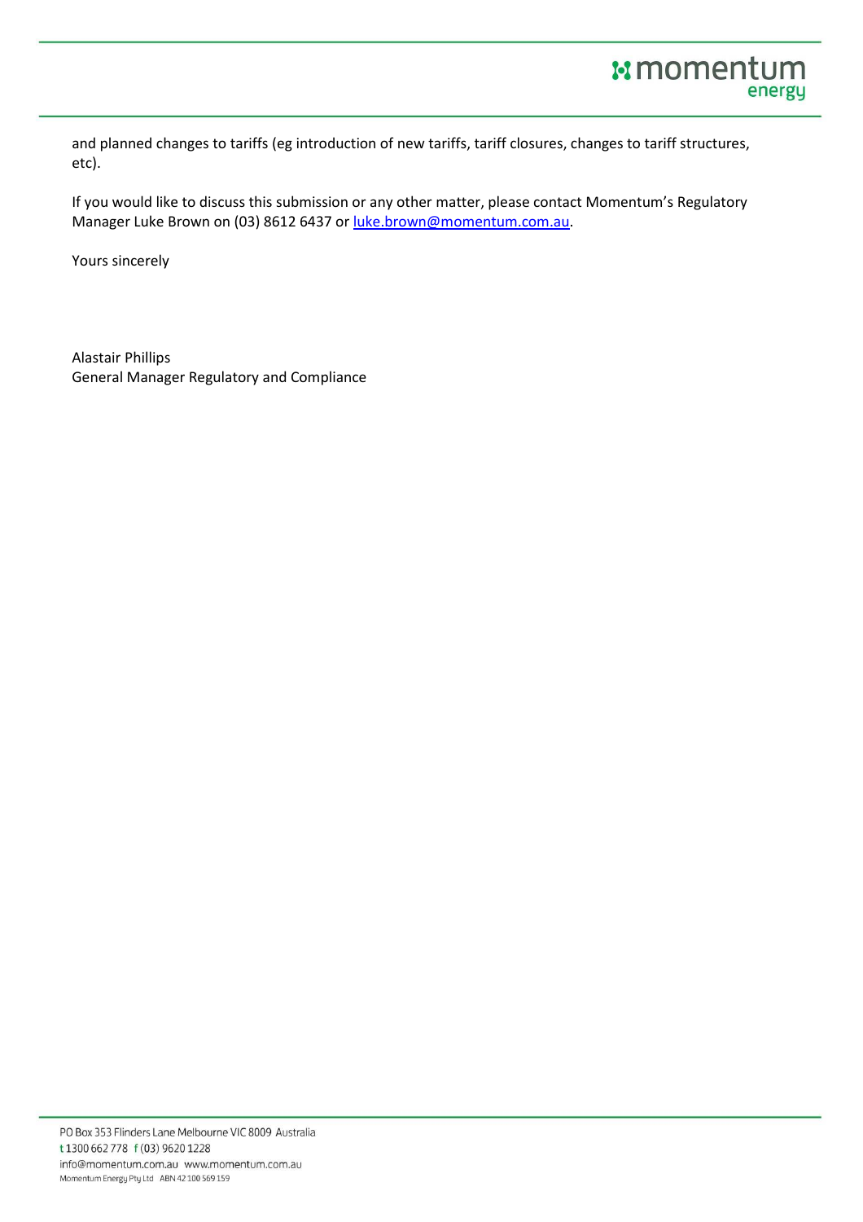and planned changes to tariffs (eg introduction of new tariffs, tariff closures, changes to tariff structures, etc).

If you would like to discuss this submission or any other matter, please contact Momentum's Regulatory Manager Luke Brown on (03) 8612 6437 or luke.brown@momentum.com.au.

Yours sincerely

Alastair Phillips
General Manager Regulatory and Compliance